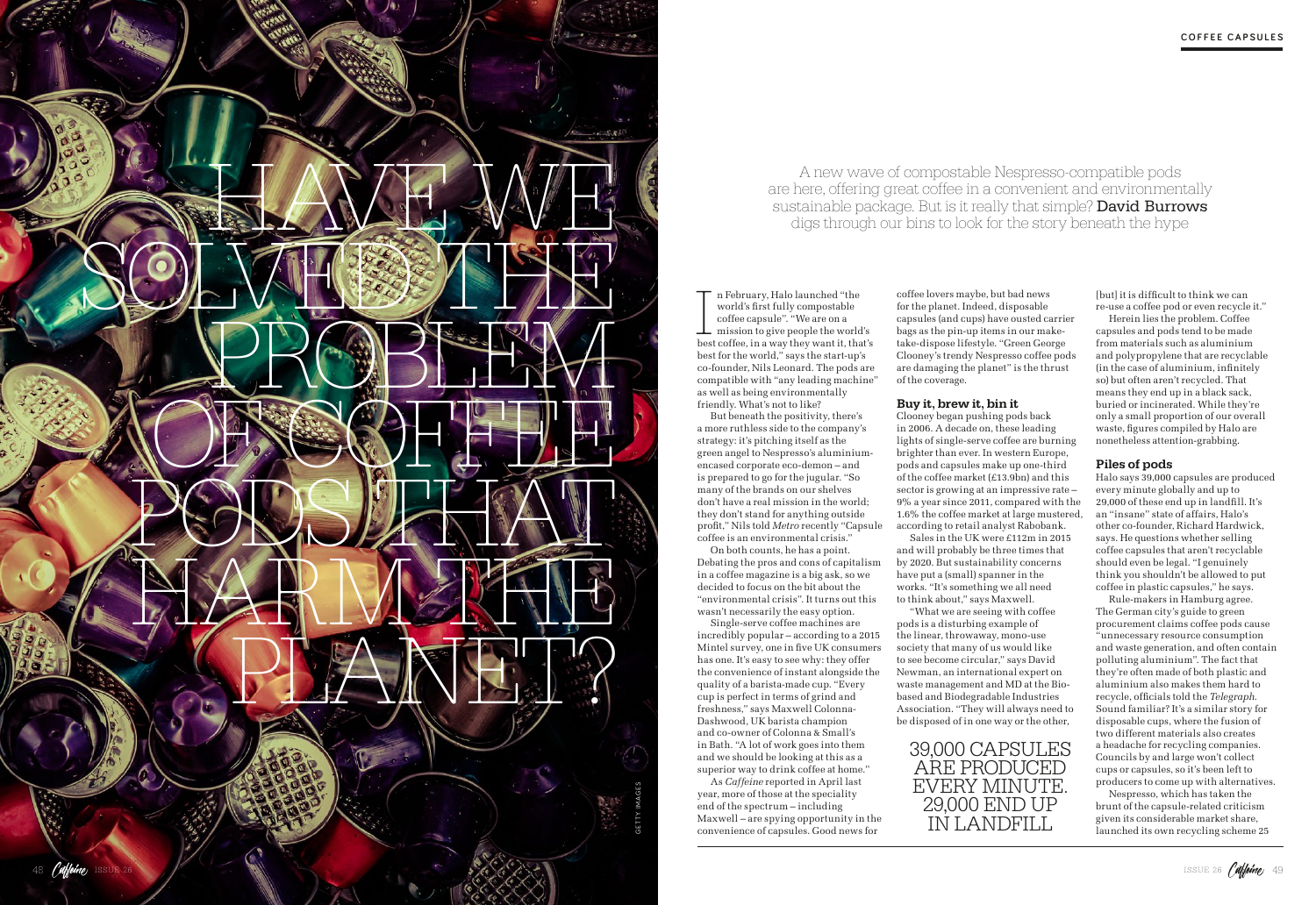# HAVE WE SOLVED THE PROBLEM OF COFFEE PODS THAT HARM THE PLANET?

A new wave of compostable Nespresso-compatible pods are here, offering great coffee in a convenient and environmentally sustainable package. But is it really that simple? **David Burrows** digs through our bins to look for the story beneath the hype

In February, Halo launched "the world's first fully compostable coffee capsule". "We are on a mission to give people the world's best coffee, in a way they want it, that's best for the world," says the start-up's co-founder, Nils Leonard. The pods are compatible with "any leading machine" as well as being environmentally friendly. What's not to like?

But beneath the positivity, there's a more ruthless side to the company's strategy: it's pitching itself as the green angel to Nespresso's aluminium-encased corporate eco-demon – and is prepared to go for the jugular. "So many of the brands on our shelves don't have a real mission in the world; they don't stand for anything outside profit," Nils told *Metro* recently "Capsule coffee is an environmental crisis."

On both counts, he has a point. Debating the pros and cons of capitalism in a coffee magazine is a big ask, so we decided to focus on the bit about the "environmental crisis". It turns out this wasn't necessarily the easy option.

Single-serve coffee machines are incredibly popular – according to a 2015 Mintel survey, one in five UK consumers has one. It's easy to see why: they offer the convenience of instant alongside the quality of a barista-made cup. "Every cup is perfect in terms of grind and freshness," says Maxwell Colonna-Dashwood, UK barista champion and co-owner of Colonna & Small's in Bath. "A lot of work goes into them and we should be looking at this as a superior way to drink coffee at home."

As *Caffeine* reported in April last year, more of those at the speciality end of the spectrum – including Maxwell – are spying opportunity in the convenience of capsules. Good news for coffee lovers maybe, but bad news for the planet. Indeed, disposable capsules (and cups) have ousted carrier bags as the pin-up items in our make-take-dispose lifestyle. "Green George Clooney's trendy Nespresso coffee pods are damaging the planet" is the thrust of the coverage.

## Buy it, brew it, bin it

Clooney began pushing pods back in 2006. A decade on, these leading lights of single-serve coffee are burning brighter than ever. In western Europe, pods and capsules make up one-third of the coffee market (£13.9bn) and this sector is growing at an impressive rate – 9% a year since 2011, compared with the 1.6% the coffee market at large mustered, according to retail analyst Rabobank.

Sales in the UK were £112m in 2015 and will probably be three times that by 2020. But sustainability concerns have put a (small) spanner in the works. "It's something we all need to think about," says Maxwell.

"What we are seeing with coffee pods is a disturbing example of the linear, throwaway, mono-use society that many of us would like to see become circular," says David Newman, an international expert on waste management and MD at the Bio-based and Biodegradable Industries Association. "They will always need to be disposed of in one way or the other, [but] it is difficult to think we can re-use a coffee pod or even recycle it."

Herein lies the problem. Coffee capsules and pods tend to be made from materials such as aluminium and polypropylene that are recyclable (in the case of aluminium, infinitely so) but often aren't recycled. That means they end up in a black sack, buried or incinerated. While they're only a small proportion of our overall waste, figures compiled by Halo are nonetheless attention-grabbing.

> 39,000 CAPSULES ARE PRODUCED EVERY MINUTE. 29,000 END UP IN LANDFILL

## Piles of pods

Halo says 39,000 capsules are produced every minute globally and up to 29,000 of these end up in landfill. It's an "insane" state of affairs, Halo's other co-founder, Richard Hardwick, says. He questions whether selling coffee capsules that aren't recyclable should even be legal. "I genuinely think you shouldn't be allowed to put coffee in plastic capsules," he says.

Rule-makers in Hamburg agree. The German city's guide to green procurement claims coffee pods cause "unnecessary resource consumption and waste generation, and often contain polluting aluminium". The fact that they're often made of both plastic and aluminium also makes them hard to recycle, officials told the *Telegraph*. Sound familiar? It's a similar story for disposable cups, where the fusion of two different materials also creates a headache for recycling companies. Councils by and large won't collect cups or capsules, so it's been left to producers to come up with alternatives.

Nespresso, which has taken the brunt of the capsule-related criticism given its considerable market share, launched its own recycling scheme 25

GETTY IMAGES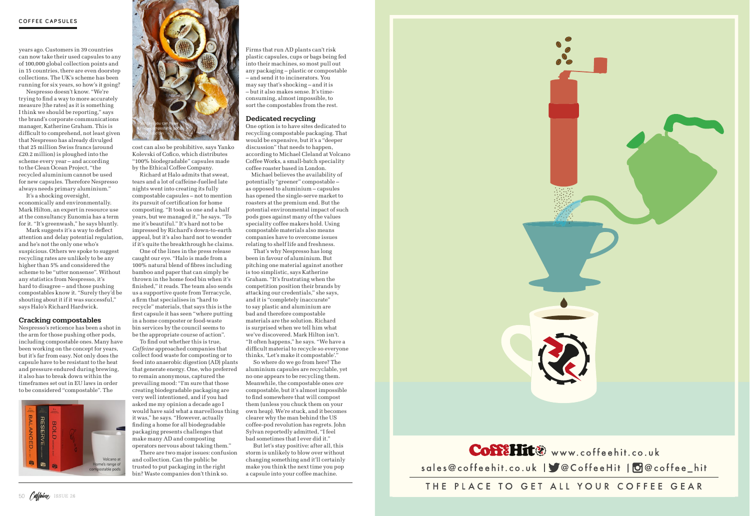years ago. Customers in 39 countries can now take their used capsules to any of 100,000 global collection points and in 15 countries, there are even doorstep collections. The UK's scheme has been running for six years, so how's it going?

Nespresso doesn't know. "We're trying to find a way to more accurately measure [the rates] as it is something I think we should be reporting," says the brand's corporate communications manager, Katherine Graham. This is difficult to comprehend, not least given that Nespresso has already divulged that 25 million Swiss francs (around £20.2 million) is ploughed into the scheme every year – and according to the Clean Ocean Project, "the recycled aluminium cannot be used for new capsules. Therefore Nespresso always needs primary aluminium."

It's a shocking oversight, economically and environmentally. Mark Hilton, an expert in resource use at the consultancy Eunomia has a term for it. "It's greenwash," he says bluntly.

Mark suggests it's a way to deflect attention and delay potential regulation, and he's not the only one who's suspicious. Others we spoke to suggest recycling rates are unlikely to be any higher than 5% and considered the scheme to be "utter nonsense". Without any statistics from Nespresso, it's hard to disagree – and those pushing compostables know it. "Surely they'd be shouting about it if it was successful," says Halo's Richard Hardwick.

### Cracking compostables

Nespresso's reticence has been a shot in the arm for those pushing other pods, including compostable ones. Many have been working on the concept for years, but it's far from easy. Not only does the capsule have to be resistant to the heat and pressure endured during brewing, it also has to break down within the timeframes set out in EU laws in order to be considered "compostable". The cost can also be prohibitive, says Yanko Kolevski of Cofico, which distributes "100% biodegradable" capsules made by the Ethical Coffee Company.

Halo says you can throw its new compostable pods in your food bin

Richard at Halo admits that sweat, tears and a lot of caffeine-fuelled late nights went into creating its fully compostable capsules – not to mention its pursuit of certification for home composting. "It took us one and a half years, but we managed it," he says. "To me it's beautiful." It's hard not to be impressed by Richard's down-to-earth appeal, but it's also hard not to wonder if it's quite the breakthrough he claims.

One of the lines in the press release caught our eye. "Halo is made from a 100% natural blend of fibres including bamboo and paper that can simply be thrown in the home food bin when it's finished," it reads. The team also sends us a supportive quote from Terracycle, a firm that specialises in "hard to recycle" materials, that says this is the first capsule it has seen "where putting in a home composter or food-waste bin services by the council seems to be the appropriate course of action".

To find out whether this is true, *Caffeine* approached companies that collect food waste for composting or to feed into anaerobic digestion (AD) plants that generate energy. One, who preferred to remain anonymous, captured the prevailing mood: "I'm sure that those creating biodegradable packaging are very well intentioned, and if you had asked me my opinion a decade ago I would have said what a marvellous thing it was," he says. "However, actually finding a home for all biodegradable packaging presents challenges that make many AD and composting operators nervous about taking them."

There are two major issues: confusion and collection. Can the public be trusted to put packaging in the right bin? Waste companies don't think so. Firms that run AD plants can't risk plastic capsules, cups or bags being fed into their machines, so most pull out any packaging – plastic or compostable – and send it to incinerators. You may say that's shocking – and it is – but it also makes sense. It's time-consuming, almost impossible, to sort the compostables from the rest.

Volcano at Home's range of compostable pods

### Dedicated recycling

One option is to have sites dedicated to recycling compostable packaging. That would be expensive, but it's a "deeper discussion" that needs to happen, according to Michael Cleland at Volcano Coffee Works, a small-batch speciality coffee roaster based in London.

Michael believes the availability of potentially "greener" compostable – as opposed to aluminium – capsules has opened the single-serve market to roasters at the premium end. But the potential environmental impact of such pods goes against many of the values speciality coffee makers hold. Using compostable materials also means companies have to overcome issues relating to shelf life and freshness.

That's why Nespresso has long been in favour of aluminium. But pitching one material against another is too simplistic, says Katherine Graham. "It's frustrating when the competition position their brands by attacking our credentials," she says, and it is "completely inaccurate" to say plastic and aluminium are bad and therefore compostable materials are the solution. Richard is surprised when we tell him what we've discovered. Mark Hilton isn't. "It often happens," he says. "We have a difficult material to recycle so everyone thinks, 'Let's make it compostable'."

So where do we go from here? The aluminium capsules are recyclable, yet no one appears to be recycling them. Meanwhile, the compostable ones *are* compostable, but it's almost impossible to find somewhere that will compost them (unless you chuck them on your own heap). We're stuck, and it becomes clearer why the man behind the US coffee-pod revolution has regrets. John Sylvan reportedly admitted, "I feel bad sometimes that I ever did it."

But let's stay positive: after all, this storm is unlikely to blow over without changing something and it'll certainly make you think the next time you pop a capsule into your coffee machine.

CoffeeHit www.coffeehit.co.uk

sales@coffeehit.co.uk | @CoffeeHit | @coffee_hit

THE PLACE TO GET ALL YOUR COFFEE GEAR